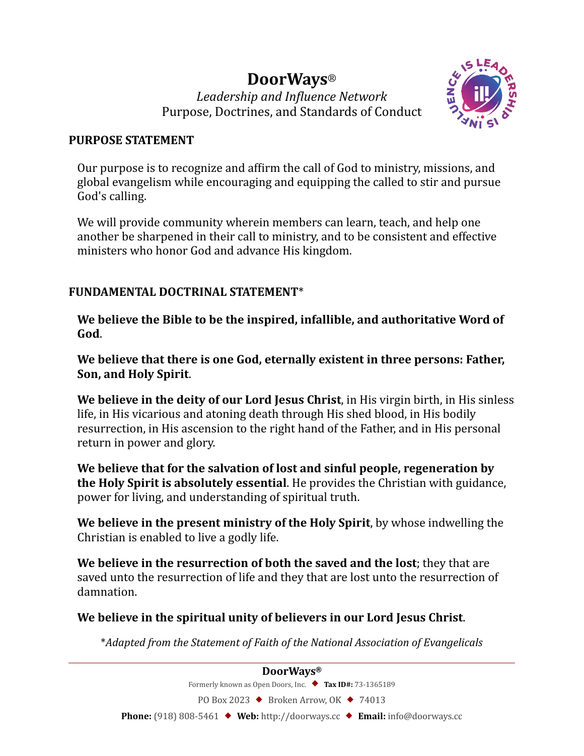# DoorWays®

*Leadership and Influence Network*

Purpose, Doctrines, and Standards of Conduct

## PURPOSE STATEMENT

Our purpose is to recognize and affirm the call of God to ministry, missions, and global evangelism while encouraging and equipping the called to stir and pursue God's calling.

We will provide community wherein members can learn, teach, and help one another be sharpened in their call to ministry, and to be consistent and effective ministers who honor God and advance His kingdom.

## FUNDAMENTAL DOCTRINAL STATEMENT*

**We believe the Bible to be the inspired, infallible, and authoritative Word of God**.

**We believe that there is one God, eternally existent in three persons: Father, Son, and Holy Spirit**.

**We believe in the deity of our Lord Jesus Christ**, in His virgin birth, in His sinless life, in His vicarious and atoning death through His shed blood, in His bodily resurrection, in His ascension to the right hand of the Father, and in His personal return in power and glory.

**We believe that for the salvation of lost and sinful people, regeneration by the Holy Spirit is absolutely essential**. He provides the Christian with guidance, power for living, and understanding of spiritual truth.

**We believe in the present ministry of the Holy Spirit**, by whose indwelling the Christian is enabled to live a godly life.

**We believe in the resurrection of both the saved and the lost**; they that are saved unto the resurrection of life and they that are lost unto the resurrection of damnation.

**We believe in the spiritual unity of believers in our Lord Jesus Christ**.

*\*Adapted from the Statement of Faith of the National Association of Evangelicals*

---

**DoorWays®**

Formerly known as Open Doors, Inc. ◆ **Tax ID#:** 73-1365189

PO Box 2023 ◆ Broken Arrow, OK ◆ 74013

**Phone:** (918) 808-5461 ◆ **Web:** http://doorways.cc ◆ **Email:** info@doorways.cc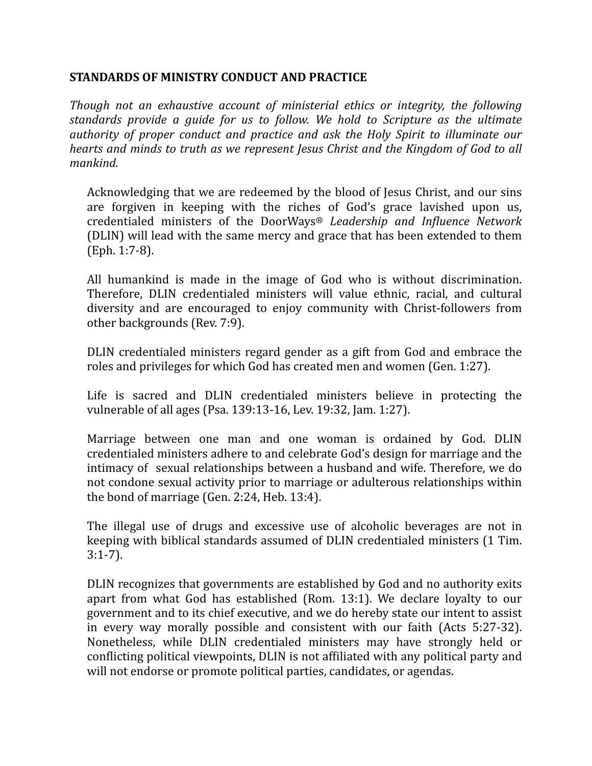**STANDARDS OF MINISTRY CONDUCT AND PRACTICE**

*Though not an exhaustive account of ministerial ethics or integrity, the following standards provide a guide for us to follow. We hold to Scripture as the ultimate authority of proper conduct and practice and ask the Holy Spirit to illuminate our hearts and minds to truth as we represent Jesus Christ and the Kingdom of God to all mankind.*

Acknowledging that we are redeemed by the blood of Jesus Christ, and our sins are forgiven in keeping with the riches of God's grace lavished upon us, credentialed ministers of the DoorWays® *Leadership and Influence Network* (DLIN) will lead with the same mercy and grace that has been extended to them (Eph. 1:7-8).

All humankind is made in the image of God who is without discrimination. Therefore, DLIN credentialed ministers will value ethnic, racial, and cultural diversity and are encouraged to enjoy community with Christ-followers from other backgrounds (Rev. 7:9).

DLIN credentialed ministers regard gender as a gift from God and embrace the roles and privileges for which God has created men and women (Gen. 1:27).

Life is sacred and DLIN credentialed ministers believe in protecting the vulnerable of all ages (Psa. 139:13-16, Lev. 19:32, Jam. 1:27).

Marriage between one man and one woman is ordained by God. DLIN credentialed ministers adhere to and celebrate God's design for marriage and the intimacy of sexual relationships between a husband and wife. Therefore, we do not condone sexual activity prior to marriage or adulterous relationships within the bond of marriage (Gen. 2:24, Heb. 13:4).

The illegal use of drugs and excessive use of alcoholic beverages are not in keeping with biblical standards assumed of DLIN credentialed ministers (1 Tim. 3:1-7).

DLIN recognizes that governments are established by God and no authority exits apart from what God has established (Rom. 13:1). We declare loyalty to our government and to its chief executive, and we do hereby state our intent to assist in every way morally possible and consistent with our faith (Acts 5:27-32). Nonetheless, while DLIN credentialed ministers may have strongly held or conflicting political viewpoints, DLIN is not affiliated with any political party and will not endorse or promote political parties, candidates, or agendas.